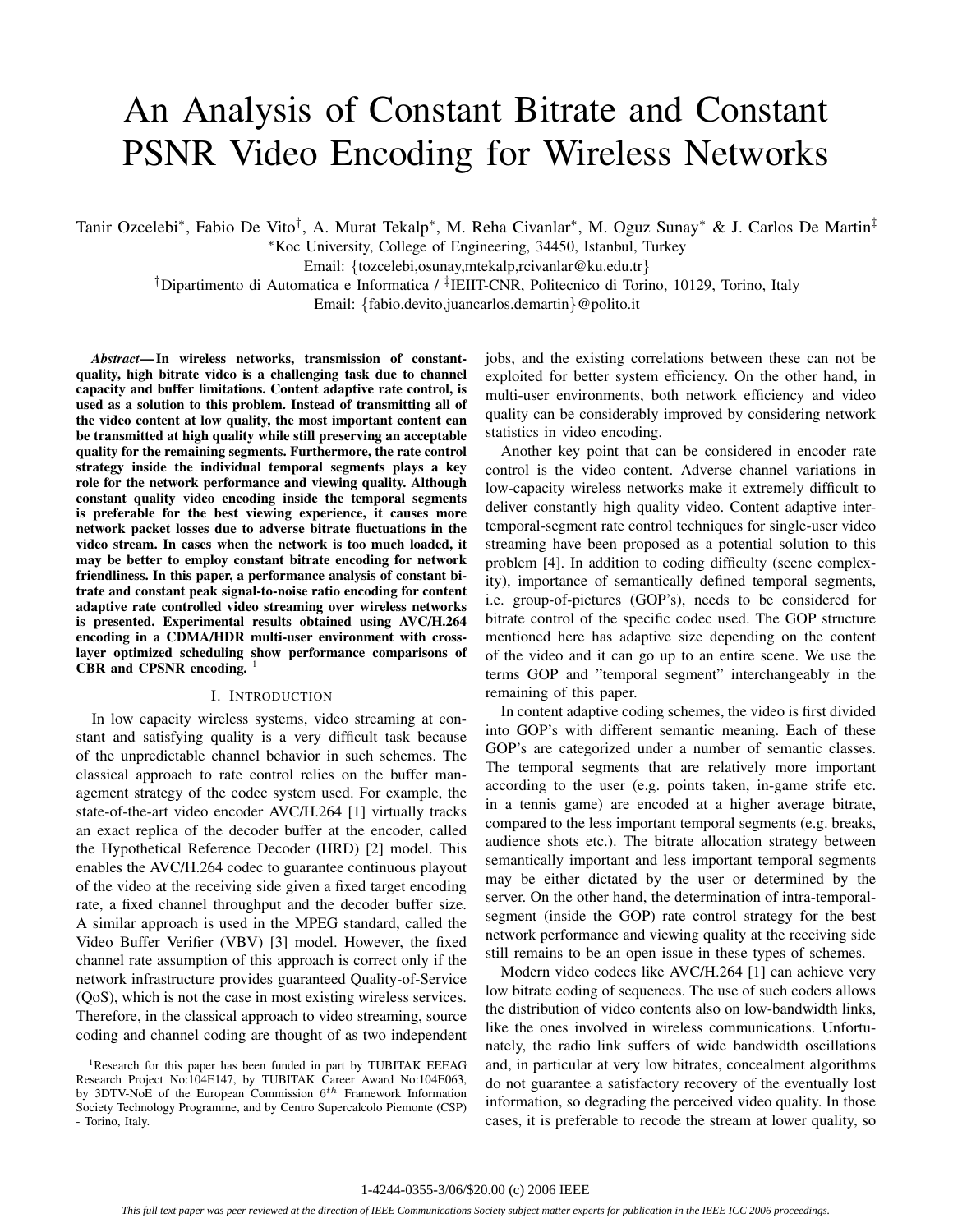# An Analysis of Constant Bitrate and Constant PSNR Video Encoding for Wireless Networks

Tanir Ozcelebi*, Fabio De Vito†, A. Murat Tekalp*, M. Reha Civanlar*, M. Oguz Sunay* & J. Carlos De Martin‡

*Koc University, College of Engineering, 34450, Istanbul, Turkey

Email: {tozcelebi,osunay,mtekalp,rcivanlar@ku.edu.tr}

†Dipartimento di Automatica e Informatica / ‡IEIIT-CNR, Politecnico di Torino, 10129, Torino, Italy

Email: {fabio.devito,juancarlos.demartin}@polito.it

***Abstract*— In wireless networks, transmission of constant-quality, high bitrate video is a challenging task due to channel capacity and buffer limitations. Content adaptive rate control, is used as a solution to this problem. Instead of transmitting all of the video content at low quality, the most important content can be transmitted at high quality while still preserving an acceptable quality for the remaining segments. Furthermore, the rate control strategy inside the individual temporal segments plays a key role for the network performance and viewing quality. Although constant quality video encoding inside the temporal segments is preferable for the best viewing experience, it causes more network packet losses due to adverse bitrate fluctuations in the video stream. In cases when the network is too much loaded, it may be better to employ constant bitrate encoding for network friendliness. In this paper, a performance analysis of constant bitrate and constant peak signal-to-noise ratio encoding for content adaptive rate controlled video streaming over wireless networks is presented. Experimental results obtained using AVC/H.264 encoding in a CDMA/HDR multi-user environment with cross-layer optimized scheduling show performance comparisons of CBR and CPSNR encoding.** [1]

## I. Introduction

In low capacity wireless systems, video streaming at constant and satisfying quality is a very difficult task because of the unpredictable channel behavior in such schemes. The classical approach to rate control relies on the buffer management strategy of the codec system used. For example, the state-of-the-art video encoder AVC/H.264 [1] virtually tracks an exact replica of the decoder buffer at the encoder, called the Hypothetical Reference Decoder (HRD) [2] model. This enables the AVC/H.264 codec to guarantee continuous playout of the video at the receiving side given a fixed target encoding rate, a fixed channel throughput and the decoder buffer size. A similar approach is used in the MPEG standard, called the Video Buffer Verifier (VBV) [3] model. However, the fixed channel rate assumption of this approach is correct only if the network infrastructure provides guaranteed Quality-of-Service (QoS), which is not the case in most existing wireless services. Therefore, in the classical approach to video streaming, source coding and channel coding are thought of as two independent jobs, and the existing correlations between these can not be exploited for better system efficiency. On the other hand, in multi-user environments, both network efficiency and video quality can be considerably improved by considering network statistics in video encoding.

Another key point that can be considered in encoder rate control is the video content. Adverse channel variations in low-capacity wireless networks make it extremely difficult to deliver constantly high quality video. Content adaptive inter-temporal-segment rate control techniques for single-user video streaming have been proposed as a potential solution to this problem [4]. In addition to coding difficulty (scene complexity), importance of semantically defined temporal segments, i.e. group-of-pictures (GOP's), needs to be considered for bitrate control of the specific codec used. The GOP structure mentioned here has adaptive size depending on the content of the video and it can go up to an entire scene. We use the terms GOP and "temporal segment" interchangeably in the remaining of this paper.

In content adaptive coding schemes, the video is first divided into GOP's with different semantic meaning. Each of these GOP's are categorized under a number of semantic classes. The temporal segments that are relatively more important according to the user (e.g. points taken, in-game strife etc. in a tennis game) are encoded at a higher average bitrate, compared to the less important temporal segments (e.g. breaks, audience shots etc.). The bitrate allocation strategy between semantically important and less important temporal segments may be either dictated by the user or determined by the server. On the other hand, the determination of intra-temporal-segment (inside the GOP) rate control strategy for the best network performance and viewing quality at the receiving side still remains to be an open issue in these types of schemes.

Modern video codecs like AVC/H.264 [1] can achieve very low bitrate coding of sequences. The use of such coders allows the distribution of video contents also on low-bandwidth links, like the ones involved in wireless communications. Unfortunately, the radio link suffers of wide bandwidth oscillations and, in particular at very low bitrates, concealment algorithms do not guarantee a satisfactory recovery of the eventually lost information, so degrading the perceived video quality. In those cases, it is preferable to recode the stream at lower quality, so

[1] Research for this paper has been funded in part by TUBITAK EEEAG Research Project No:104E147, by TUBITAK Career Award No:104E063, by 3DTV-NoE of the European Commission $6^{th}$ Framework Information Society Technology Programme, and by Centro Supercalcolo Piemonte (CSP) - Torino, Italy.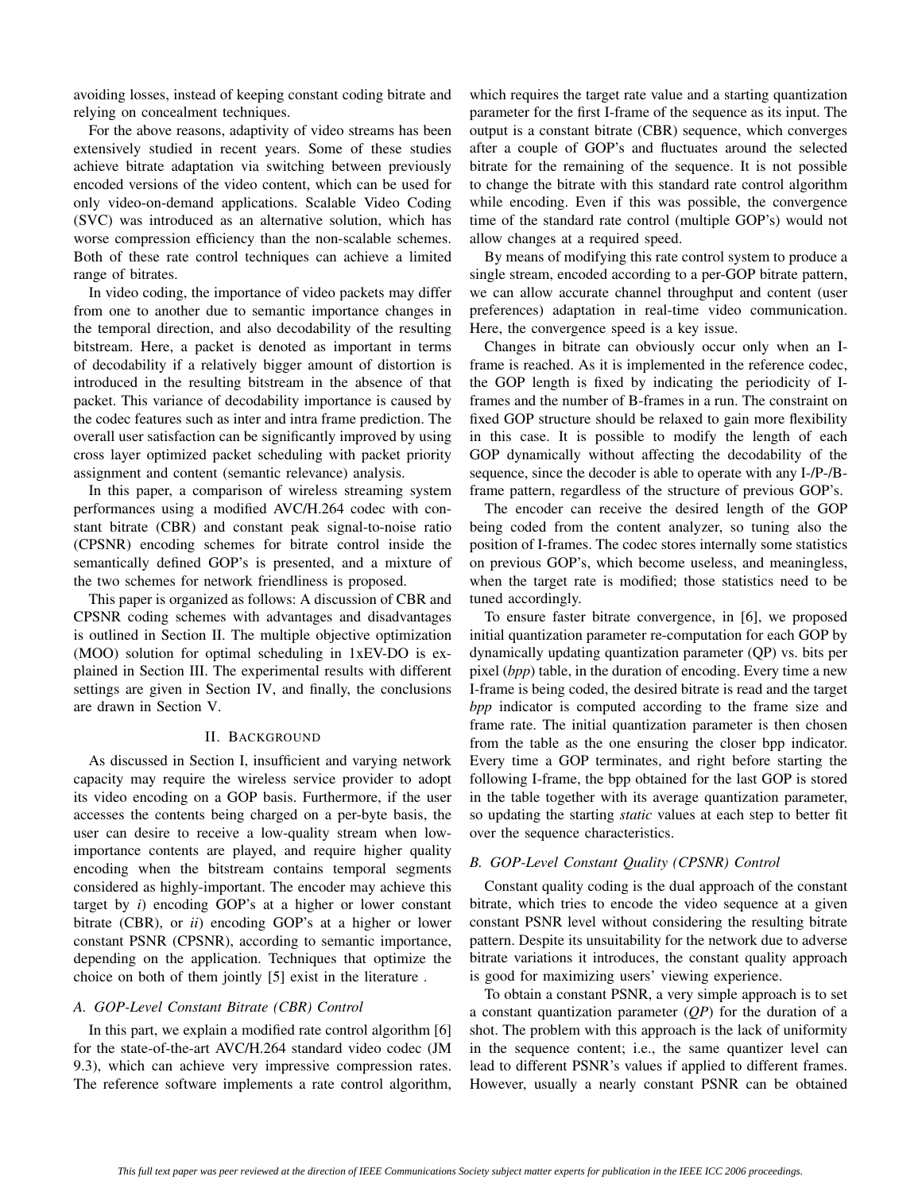avoiding losses, instead of keeping constant coding bitrate and relying on concealment techniques.

For the above reasons, adaptivity of video streams has been extensively studied in recent years. Some of these studies achieve bitrate adaptation via switching between previously encoded versions of the video content, which can be used for only video-on-demand applications. Scalable Video Coding (SVC) was introduced as an alternative solution, which has worse compression efficiency than the non-scalable schemes. Both of these rate control techniques can achieve a limited range of bitrates.

In video coding, the importance of video packets may differ from one to another due to semantic importance changes in the temporal direction, and also decodability of the resulting bitstream. Here, a packet is denoted as important in terms of decodability if a relatively bigger amount of distortion is introduced in the resulting bitstream in the absence of that packet. This variance of decodability importance is caused by the codec features such as inter and intra frame prediction. The overall user satisfaction can be significantly improved by using cross layer optimized packet scheduling with packet priority assignment and content (semantic relevance) analysis.

In this paper, a comparison of wireless streaming system performances using a modified AVC/H.264 codec with constant bitrate (CBR) and constant peak signal-to-noise ratio (CPSNR) encoding schemes for bitrate control inside the semantically defined GOP's is presented, and a mixture of the two schemes for network friendliness is proposed.

This paper is organized as follows: A discussion of CBR and CPSNR coding schemes with advantages and disadvantages is outlined in Section II. The multiple objective optimization (MOO) solution for optimal scheduling in 1xEV-DO is explained in Section III. The experimental results with different settings are given in Section IV, and finally, the conclusions are drawn in Section V.

## II. Background

As discussed in Section I, insufficient and varying network capacity may require the wireless service provider to adopt its video encoding on a GOP basis. Furthermore, if the user accesses the contents being charged on a per-byte basis, the user can desire to receive a low-quality stream when low-importance contents are played, and require higher quality encoding when the bitstream contains temporal segments considered as highly-important. The encoder may achieve this target by *i*) encoding GOP's at a higher or lower constant bitrate (CBR), or *ii*) encoding GOP's at a higher or lower constant PSNR (CPSNR), according to semantic importance, depending on the application. Techniques that optimize the choice on both of them jointly [5] exist in the literature .

### A. GOP-Level Constant Bitrate (CBR) Control

In this part, we explain a modified rate control algorithm [6] for the state-of-the-art AVC/H.264 standard video codec (JM 9.3), which can achieve very impressive compression rates. The reference software implements a rate control algorithm, which requires the target rate value and a starting quantization parameter for the first I-frame of the sequence as its input. The output is a constant bitrate (CBR) sequence, which converges after a couple of GOP's and fluctuates around the selected bitrate for the remaining of the sequence. It is not possible to change the bitrate with this standard rate control algorithm while encoding. Even if this was possible, the convergence time of the standard rate control (multiple GOP's) would not allow changes at a required speed.

By means of modifying this rate control system to produce a single stream, encoded according to a per-GOP bitrate pattern, we can allow accurate channel throughput and content (user preferences) adaptation in real-time video communication. Here, the convergence speed is a key issue.

Changes in bitrate can obviously occur only when an I-frame is reached. As it is implemented in the reference codec, the GOP length is fixed by indicating the periodicity of I-frames and the number of B-frames in a run. The constraint on fixed GOP structure should be relaxed to gain more flexibility in this case. It is possible to modify the length of each GOP dynamically without affecting the decodability of the sequence, since the decoder is able to operate with any I-/P-/B-frame pattern, regardless of the structure of previous GOP's.

The encoder can receive the desired length of the GOP being coded from the content analyzer, so tuning also the position of I-frames. The codec stores internally some statistics on previous GOP's, which become useless, and meaningless, when the target rate is modified; those statistics need to be tuned accordingly.

To ensure faster bitrate convergence, in [6], we proposed initial quantization parameter re-computation for each GOP by dynamically updating quantization parameter (QP) vs. bits per pixel (*bpp*) table, in the duration of encoding. Every time a new I-frame is being coded, the desired bitrate is read and the target *bpp* indicator is computed according to the frame size and frame rate. The initial quantization parameter is then chosen from the table as the one ensuring the closer bpp indicator. Every time a GOP terminates, and right before starting the following I-frame, the bpp obtained for the last GOP is stored in the table together with its average quantization parameter, so updating the starting *static* values at each step to better fit over the sequence characteristics.

### B. GOP-Level Constant Quality (CPSNR) Control

Constant quality coding is the dual approach of the constant bitrate, which tries to encode the video sequence at a given constant PSNR level without considering the resulting bitrate pattern. Despite its unsuitability for the network due to adverse bitrate variations it introduces, the constant quality approach is good for maximizing users' viewing experience.

To obtain a constant PSNR, a very simple approach is to set a constant quantization parameter (*QP*) for the duration of a shot. The problem with this approach is the lack of uniformity in the sequence content; i.e., the same quantizer level can lead to different PSNR's values if applied to different frames. However, usually a nearly constant PSNR can be obtained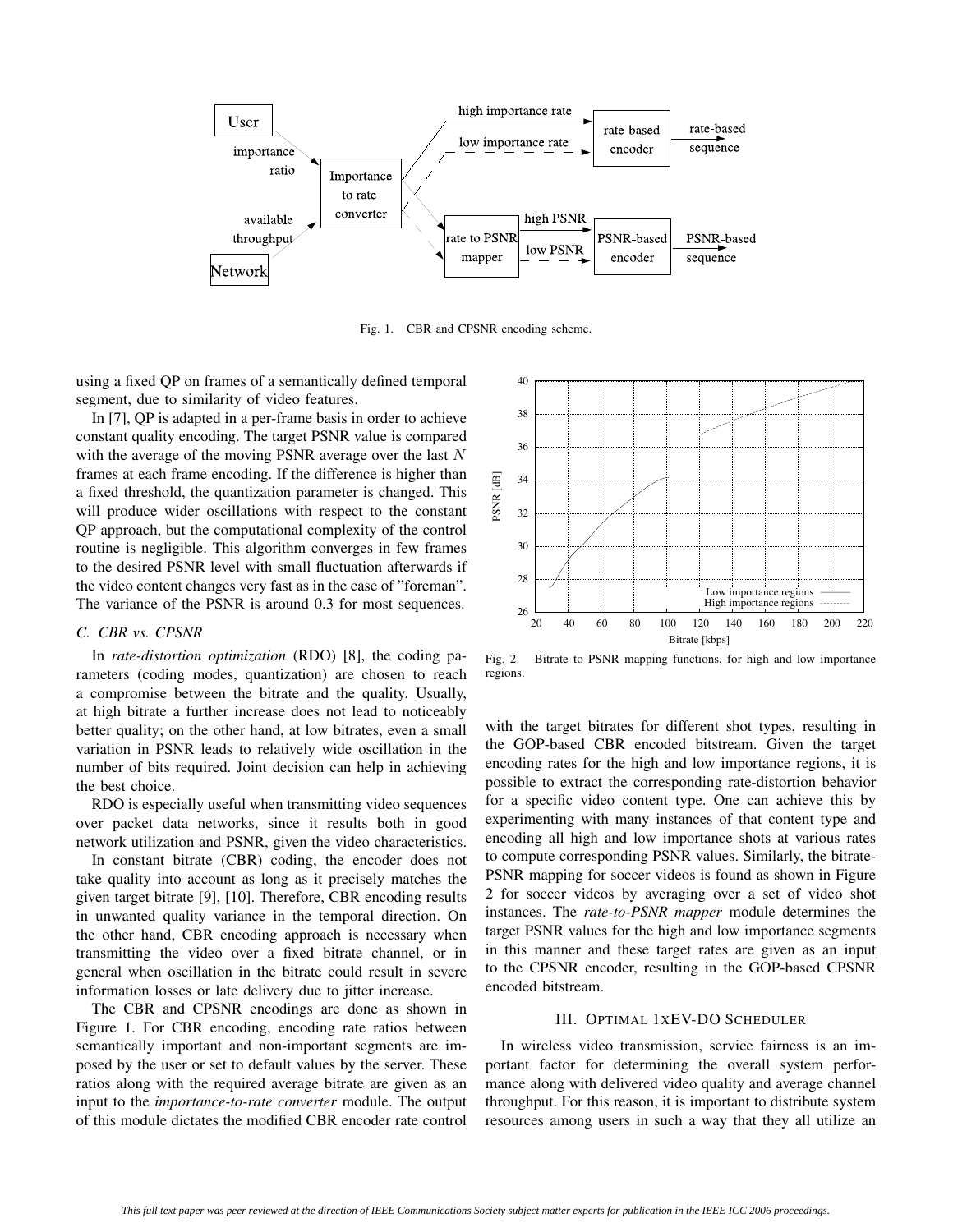Fig. 1. CBR and CPSNR encoding scheme.

using a fixed QP on frames of a semantically defined temporal segment, due to similarity of video features.

In [7], QP is adapted in a per-frame basis in order to achieve constant quality encoding. The target PSNR value is compared with the average of the moving PSNR average over the last $N$ frames at each frame encoding. If the difference is higher than a fixed threshold, the quantization parameter is changed. This will produce wider oscillations with respect to the constant QP approach, but the computational complexity of the control routine is negligible. This algorithm converges in few frames to the desired PSNR level with small fluctuation afterwards if the video content changes very fast as in the case of "foreman". The variance of the PSNR is around 0.3 for most sequences.

### *C. CBR vs. CPSNR*

In *rate-distortion optimization* (RDO) [8], the coding parameters (coding modes, quantization) are chosen to reach a compromise between the bitrate and the quality. Usually, at high bitrate a further increase does not lead to noticeably better quality; on the other hand, at low bitrates, even a small variation in PSNR leads to relatively wide oscillation in the number of bits required. Joint decision can help in achieving the best choice.

RDO is especially useful when transmitting video sequences over packet data networks, since it results both in good network utilization and PSNR, given the video characteristics.

In constant bitrate (CBR) coding, the encoder does not take quality into account as long as it precisely matches the given target bitrate [9], [10]. Therefore, CBR encoding results in unwanted quality variance in the temporal direction. On the other hand, CBR encoding approach is necessary when transmitting the video over a fixed bitrate channel, or in general when oscillation in the bitrate could result in severe information losses or late delivery due to jitter increase.

The CBR and CPSNR encodings are done as shown in Figure 1. For CBR encoding, encoding rate ratios between semantically important and non-important segments are imposed by the user or set to default values by the server. These ratios along with the required average bitrate are given as an input to the *importance-to-rate converter* module. The output of this module dictates the modified CBR encoder rate control with the target bitrates for different shot types, resulting in the GOP-based CBR encoded bitstream. Given the target encoding rates for the high and low importance regions, it is possible to extract the corresponding rate-distortion behavior for a specific video content type. One can achieve this by experimenting with many instances of that content type and encoding all high and low importance shots at various rates to compute corresponding PSNR values. Similarly, the bitrate-PSNR mapping for soccer videos is found as shown in Figure 2 for soccer videos by averaging over a set of video shot instances. The *rate-to-PSNR mapper* module determines the target PSNR values for the high and low importance segments in this manner and these target rates are given as an input to the CPSNR encoder, resulting in the GOP-based CPSNR encoded bitstream.

Fig. 2. Bitrate to PSNR mapping functions, for high and low importance regions.

## III. Optimal 1xEV-DO Scheduler

In wireless video transmission, service fairness is an important factor for determining the overall system performance along with delivered video quality and average channel throughput. For this reason, it is important to distribute system resources among users in such a way that they all utilize an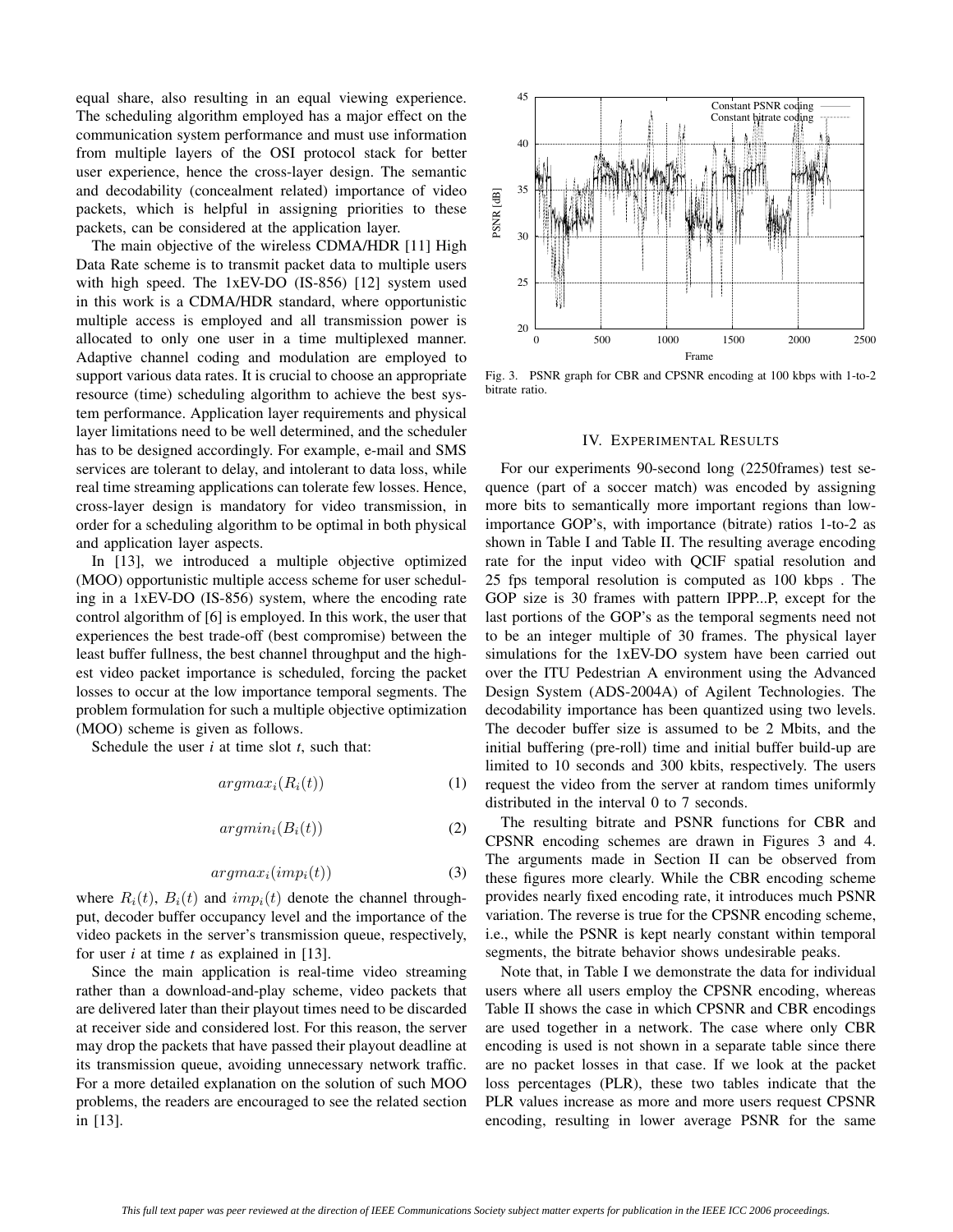equal share, also resulting in an equal viewing experience. The scheduling algorithm employed has a major effect on the communication system performance and must use information from multiple layers of the OSI protocol stack for better user experience, hence the cross-layer design. The semantic and decodability (concealment related) importance of video packets, which is helpful in assigning priorities to these packets, can be considered at the application layer.

The main objective of the wireless CDMA/HDR [11] High Data Rate scheme is to transmit packet data to multiple users with high speed. The 1xEV-DO (IS-856) [12] system used in this work is a CDMA/HDR standard, where opportunistic multiple access is employed and all transmission power is allocated to only one user in a time multiplexed manner. Adaptive channel coding and modulation are employed to support various data rates. It is crucial to choose an appropriate resource (time) scheduling algorithm to achieve the best system performance. Application layer requirements and physical layer limitations need to be well determined, and the scheduler has to be designed accordingly. For example, e-mail and SMS services are tolerant to delay, and intolerant to data loss, while real time streaming applications can tolerate few losses. Hence, cross-layer design is mandatory for video transmission, in order for a scheduling algorithm to be optimal in both physical and application layer aspects.

In [13], we introduced a multiple objective optimized (MOO) opportunistic multiple access scheme for user scheduling in a 1xEV-DO (IS-856) system, where the encoding rate control algorithm of [6] is employed. In this work, the user that experiences the best trade-off (best compromise) between the least buffer fullness, the best channel throughput and the highest video packet importance is scheduled, forcing the packet losses to occur at the low importance temporal segments. The problem formulation for such a multiple objective optimization (MOO) scheme is given as follows.

Schedule the user *i* at time slot *t*, such that:

$$argmax_i(R_i(t)) \tag{1}$$

$$argmin_i(B_i(t)) \tag{2}$$

$$argmax_i(imp_i(t)) \tag{3}$$

where $R_i(t)$, $B_i(t)$ and $imp_i(t)$ denote the channel throughput, decoder buffer occupancy level and the importance of the video packets in the server's transmission queue, respectively, for user *i* at time *t* as explained in [13].

Since the main application is real-time video streaming rather than a download-and-play scheme, video packets that are delivered later than their playout times need to be discarded at receiver side and considered lost. For this reason, the server may drop the packets that have passed their playout deadline at its transmission queue, avoiding unnecessary network traffic. For a more detailed explanation on the solution of such MOO problems, the readers are encouraged to see the related section in [13].

Fig. 3. PSNR graph for CBR and CPSNR encoding at 100 kbps with 1-to-2 bitrate ratio.

## IV. Experimental Results

For our experiments 90-second long (2250frames) test sequence (part of a soccer match) was encoded by assigning more bits to semantically more important regions than low-importance GOP's, with importance (bitrate) ratios 1-to-2 as shown in Table I and Table II. The resulting average encoding rate for the input video with QCIF spatial resolution and 25 fps temporal resolution is computed as 100 kbps . The GOP size is 30 frames with pattern IPPP...P, except for the last portions of the GOP's as the temporal segments need not to be an integer multiple of 30 frames. The physical layer simulations for the 1xEV-DO system have been carried out over the ITU Pedestrian A environment using the Advanced Design System (ADS-2004A) of Agilent Technologies. The decodability importance has been quantized using two levels. The decoder buffer size is assumed to be 2 Mbits, and the initial buffering (pre-roll) time and initial buffer build-up are limited to 10 seconds and 300 kbits, respectively. The users request the video from the server at random times uniformly distributed in the interval 0 to 7 seconds.

The resulting bitrate and PSNR functions for CBR and CPSNR encoding schemes are drawn in Figures 3 and 4. The arguments made in Section II can be observed from these figures more clearly. While the CBR encoding scheme provides nearly fixed encoding rate, it introduces much PSNR variation. The reverse is true for the CPSNR encoding scheme, i.e., while the PSNR is kept nearly constant within temporal segments, the bitrate behavior shows undesirable peaks.

Note that, in Table I we demonstrate the data for individual users where all users employ the CPSNR encoding, whereas Table II shows the case in which CPSNR and CBR encodings are used together in a network. The case where only CBR encoding is used is not shown in a separate table since there are no packet losses in that case. If we look at the packet loss percentages (PLR), these two tables indicate that the PLR values increase as more and more users request CPSNR encoding, resulting in lower average PSNR for the same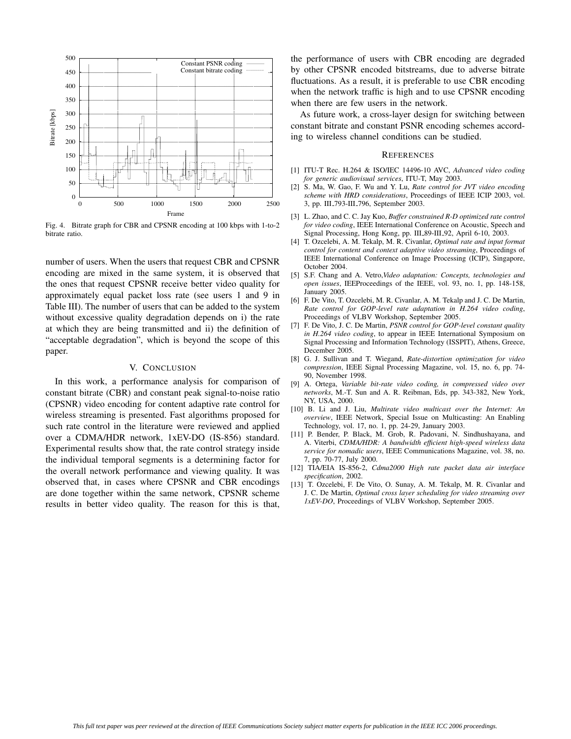Fig. 4. Bitrate graph for CBR and CPSNR encoding at 100 kbps with 1-to-2 bitrate ratio.

number of users. When the users that request CBR and CPSNR encoding are mixed in the same system, it is observed that the ones that request CPSNR receive better video quality for approximately equal packet loss rate (see users 1 and 9 in Table III). The number of users that can be added to the system without excessive quality degradation depends on i) the rate at which they are being transmitted and ii) the definition of "acceptable degradation", which is beyond the scope of this paper.

## V. CONCLUSION

In this work, a performance analysis for comparison of constant bitrate (CBR) and constant peak signal-to-noise ratio (CPSNR) video encoding for content adaptive rate control for wireless streaming is presented. Fast algorithms proposed for such rate control in the literature were reviewed and applied over a CDMA/HDR network, 1xEV-DO (IS-856) standard. Experimental results show that, the rate control strategy inside the individual temporal segments is a determining factor for the overall network performance and viewing quality. It was observed that, in cases where CPSNR and CBR encodings are done together within the same network, CPSNR scheme results in better video quality. The reason for this is that, the performance of users with CBR encoding are degraded by other CPSNR encoded bitstreams, due to adverse bitrate fluctuations. As a result, it is preferable to use CBR encoding when the network traffic is high and to use CPSNR encoding when there are few users in the network.

As future work, a cross-layer design for switching between constant bitrate and constant PSNR encoding schemes according to wireless channel conditions can be studied.

## REFERENCES

[1] ITU-T Rec. H.264 & ISO/IEC 14496-10 AVC, *Advanced video coding for generic audiovisual services*, ITU-T, May 2003.

[2] S. Ma, W. Gao, F. Wu and Y. Lu, *Rate control for JVT video encoding scheme with HRD considerations*, Proceedings of IEEE ICIP 2003, vol. 3, pp. III_793-III_796, September 2003.

[3] L. Zhao, and C. C. Jay Kuo, *Buffer constrained R-D optimized rate control for video coding*, IEEE International Conference on Acoustic, Speech and Signal Processing, Hong Kong, pp. III_89-III_92, April 6-10, 2003.

[4] T. Ozcelebi, A. M. Tekalp, M. R. Civanlar, *Optimal rate and input format control for content and context adaptive video streaming*, Proceedings of IEEE International Conference on Image Processing (ICIP), Singapore, October 2004.

[5] S.F. Chang and A. Vetro,*Video adaptation: Concepts, technologies and open issues*, IEEProceedings of the IEEE, vol. 93, no. 1, pp. 148-158, January 2005.

[6] F. De Vito, T. Ozcelebi, M. R. Civanlar, A. M. Tekalp and J. C. De Martin, *Rate control for GOP-level rate adaptation in H.264 video coding*, Proceedings of VLBV Workshop, September 2005.

[7] F. De Vito, J. C. De Martin, *PSNR control for GOP-level constant quality in H.264 video coding*, to appear in IEEE International Symposium on Signal Processing and Information Technology (ISSPIT), Athens, Greece, December 2005.

[8] G. J. Sullivan and T. Wiegand, *Rate-distortion optimization for video compression*, IEEE Signal Processing Magazine, vol. 15, no. 6, pp. 74-90, November 1998.

[9] A. Ortega, *Variable bit-rate video coding, in compressed video over networks*, M.-T. Sun and A. R. Reibman, Eds, pp. 343-382, New York, NY, USA, 2000.

[10] B. Li and J. Liu, *Multirate video multicast over the Internet: An overview*, IEEE Network, Special Issue on Multicasting: An Enabling Technology, vol. 17, no. 1, pp. 24-29, January 2003.

[11] P. Bender, P. Black, M. Grob, R. Padovani, N. Sindhushayana, and A. Viterbi, *CDMA/HDR: A bandwidth efficient high-speed wireless data service for nomadic users*, IEEE Communications Magazine, vol. 38, no. 7, pp. 70-77, July 2000.

[12] TIA/EIA IS-856-2, *Cdma2000 High rate packet data air interface specification*, 2002.

[13] T. Ozcelebi, F. De Vito, O. Sunay, A. M. Tekalp, M. R. Civanlar and J. C. De Martin, *Optimal cross layer scheduling for video streaming over 1xEV-DO*, Proceedings of VLBV Workshop, September 2005.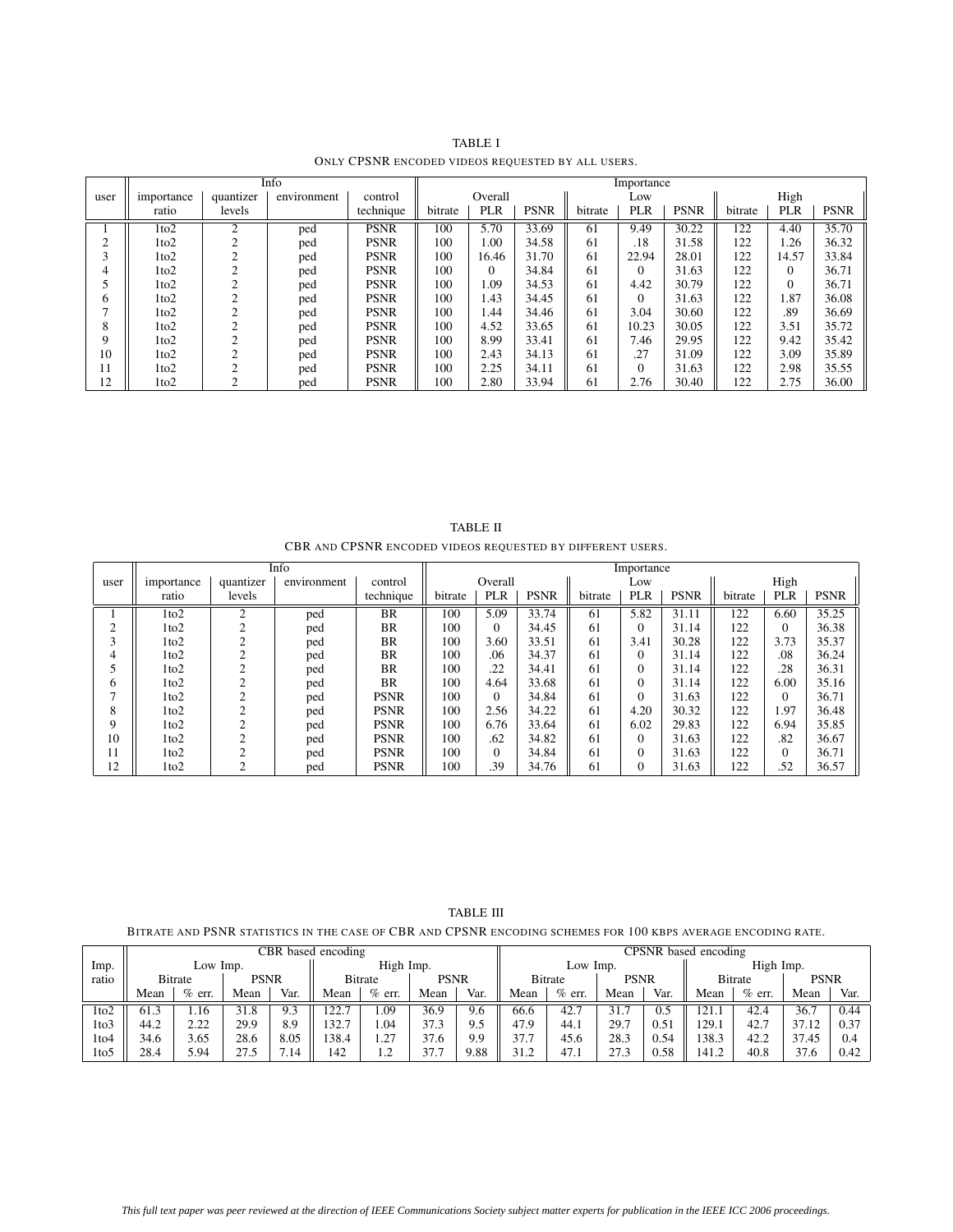TABLE I
ONLY CPSNR ENCODED VIDEOS REQUESTED BY ALL USERS.

| user | Info | | | | Importance | | | | | | | | |
|---|---|---|---|---|---|---|---|---|---|---|---|---|---|
| | importance ratio | quantizer levels | environment | control technique | Overall | | | Low | | | High | | |
| | | | | | bitrate | PLR | PSNR | bitrate | PLR | PSNR | bitrate | PLR | PSNR |
| 1 | 1to2 | 2 | ped | PSNR | 100 | 5.70 | 33.69 | 61 | 9.49 | 30.22 | 122 | 4.40 | 35.70 |
| 2 | 1to2 | 2 | ped | PSNR | 100 | 1.00 | 34.58 | 61 | .18 | 31.58 | 122 | 1.26 | 36.32 |
| 3 | 1to2 | 2 | ped | PSNR | 100 | 16.46 | 31.70 | 61 | 22.94 | 28.01 | 122 | 14.57 | 33.84 |
| 4 | 1to2 | 2 | ped | PSNR | 100 | 0 | 34.84 | 61 | 0 | 31.63 | 122 | 0 | 36.71 |
| 5 | 1to2 | 2 | ped | PSNR | 100 | 1.09 | 34.53 | 61 | 4.42 | 30.79 | 122 | 0 | 36.71 |
| 6 | 1to2 | 2 | ped | PSNR | 100 | 1.43 | 34.45 | 61 | 0 | 31.63 | 122 | 1.87 | 36.08 |
| 7 | 1to2 | 2 | ped | PSNR | 100 | 1.44 | 34.46 | 61 | 3.04 | 30.60 | 122 | .89 | 36.69 |
| 8 | 1to2 | 2 | ped | PSNR | 100 | 4.52 | 33.65 | 61 | 10.23 | 30.05 | 122 | 3.51 | 35.72 |
| 9 | 1to2 | 2 | ped | PSNR | 100 | 8.99 | 33.41 | 61 | 7.46 | 29.95 | 122 | 9.42 | 35.42 |
| 10 | 1to2 | 2 | ped | PSNR | 100 | 2.43 | 34.13 | 61 | .27 | 31.09 | 122 | 3.09 | 35.89 |
| 11 | 1to2 | 2 | ped | PSNR | 100 | 2.25 | 34.11 | 61 | 0 | 31.63 | 122 | 2.98 | 35.55 |
| 12 | 1to2 | 2 | ped | PSNR | 100 | 2.80 | 33.94 | 61 | 2.76 | 30.40 | 122 | 2.75 | 36.00 |

TABLE II
CBR AND CPSNR ENCODED VIDEOS REQUESTED BY DIFFERENT USERS.

| user | Info | | | | Importance | | | | | | | | |
|---|---|---|---|---|---|---|---|---|---|---|---|---|---|
| | importance ratio | quantizer levels | environment | control technique | Overall | | | Low | | | High | | |
| | | | | | bitrate | PLR | PSNR | bitrate | PLR | PSNR | bitrate | PLR | PSNR |
| 1 | 1to2 | 2 | ped | BR | 100 | 5.09 | 33.74 | 61 | 5.82 | 31.11 | 122 | 6.60 | 35.25 |
| 2 | 1to2 | 2 | ped | BR | 100 | 0 | 34.45 | 61 | 0 | 31.14 | 122 | 0 | 36.38 |
| 3 | 1to2 | 2 | ped | BR | 100 | 3.60 | 33.51 | 61 | 3.41 | 30.28 | 122 | 3.73 | 35.37 |
| 4 | 1to2 | 2 | ped | BR | 100 | .06 | 34.37 | 61 | 0 | 31.14 | 122 | .08 | 36.24 |
| 5 | 1to2 | 2 | ped | BR | 100 | .22 | 34.41 | 61 | 0 | 31.14 | 122 | .28 | 36.31 |
| 6 | 1to2 | 2 | ped | BR | 100 | 4.64 | 33.68 | 61 | 0 | 31.14 | 122 | 6.00 | 35.16 |
| 7 | 1to2 | 2 | ped | PSNR | 100 | 0 | 34.84 | 61 | 0 | 31.63 | 122 | 0 | 36.71 |
| 8 | 1to2 | 2 | ped | PSNR | 100 | 2.56 | 34.22 | 61 | 4.20 | 30.32 | 122 | 1.97 | 36.48 |
| 9 | 1to2 | 2 | ped | PSNR | 100 | 6.76 | 33.64 | 61 | 6.02 | 29.83 | 122 | 6.94 | 35.85 |
| 10 | 1to2 | 2 | ped | PSNR | 100 | .62 | 34.82 | 61 | 0 | 31.63 | 122 | .82 | 36.67 |
| 11 | 1to2 | 2 | ped | PSNR | 100 | 0 | 34.84 | 61 | 0 | 31.63 | 122 | 0 | 36.71 |
| 12 | 1to2 | 2 | ped | PSNR | 100 | .39 | 34.76 | 61 | 0 | 31.63 | 122 | .52 | 36.57 |

TABLE III
BITRATE AND PSNR STATISTICS IN THE CASE OF CBR AND CPSNR ENCODING SCHEMES FOR 100 KBPS AVERAGE ENCODING RATE.

| Imp. ratio | CBR based encoding | | | | | | | | CPSNR based encoding | | | | | | | |
|---|---|---|---|---|---|---|---|---|---|---|---|---|---|---|---|---|
| | Low Imp. | | | | High Imp. | | | | Low Imp. | | | | High Imp. | | | |
| | Bitrate | | PSNR | | Bitrate | | PSNR | | Bitrate | | PSNR | | Bitrate | | PSNR | |
| | Mean | % err. | Mean | Var. | Mean | % err. | Mean | Var. | Mean | % err. | Mean | Var. | Mean | % err. | Mean | Var. |
| 1to2 | 61.3 | 1.16 | 31.8 | 9.3 | 122.7 | 1.09 | 36.9 | 9.6 | 66.6 | 42.7 | 31.7 | 0.5 | 121.1 | 42.4 | 36.7 | 0.44 |
| 1to3 | 44.2 | 2.22 | 29.9 | 8.9 | 132.7 | 1.04 | 37.3 | 9.5 | 47.9 | 44.1 | 29.7 | 0.51 | 129.1 | 42.7 | 37.12 | 0.37 |
| 1to4 | 34.6 | 3.65 | 28.6 | 8.05 | 138.4 | 1.27 | 37.6 | 9.9 | 37.7 | 45.6 | 28.3 | 0.54 | 138.3 | 42.2 | 37.45 | 0.4 |
| 1to5 | 28.4 | 5.94 | 27.5 | 7.14 | 142 | 1.2 | 37.7 | 9.88 | 31.2 | 47.1 | 27.3 | 0.58 | 141.2 | 40.8 | 37.6 | 0.42 |